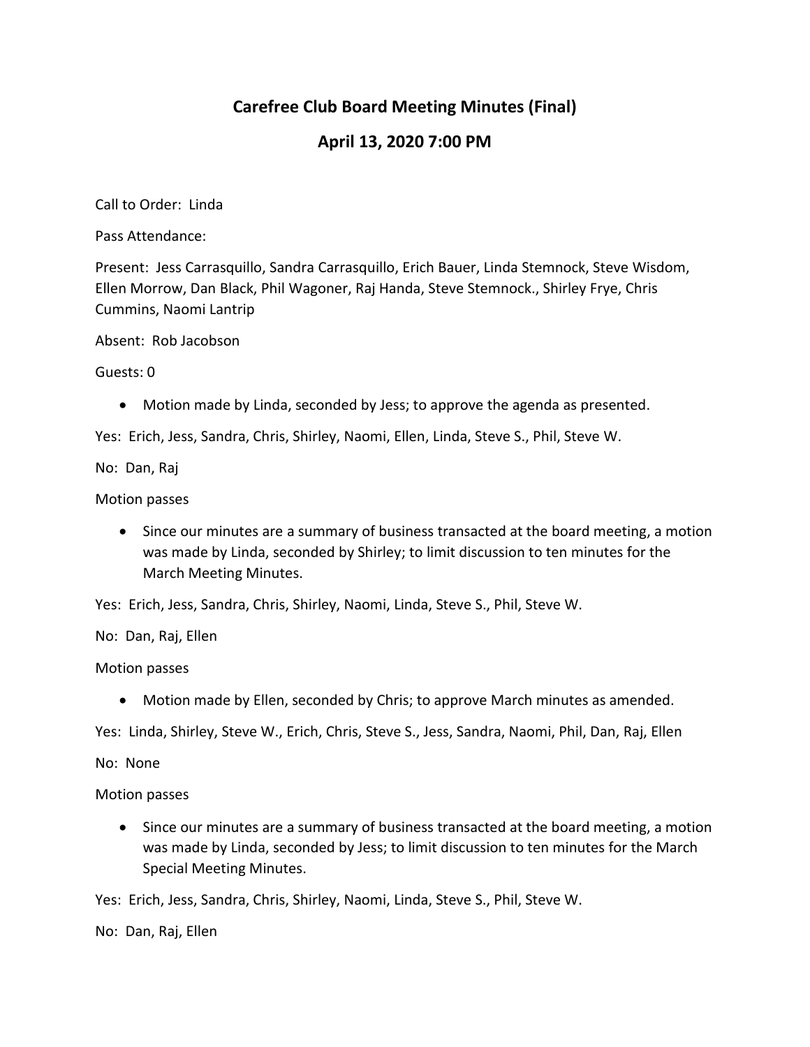# Carefree Club Board Meeting Minutes (Final)

## April 13, 2020 7:00 PM

Call to Order: Linda

Pass Attendance:

Present: Jess Carrasquillo, Sandra Carrasquillo, Erich Bauer, Linda Stemnock, Steve Wisdom, Ellen Morrow, Dan Black, Phil Wagoner, Raj Handa, Steve Stemnock., Shirley Frye, Chris Cummins, Naomi Lantrip

Absent: Rob Jacobson

Guests: 0

- Motion made by Linda, seconded by Jess; to approve the agenda as presented.

Yes: Erich, Jess, Sandra, Chris, Shirley, Naomi, Ellen, Linda, Steve S., Phil, Steve W.

No: Dan, Raj

Motion passes

- Since our minutes are a summary of business transacted at the board meeting, a motion was made by Linda, seconded by Shirley; to limit discussion to ten minutes for the March Meeting Minutes.

Yes: Erich, Jess, Sandra, Chris, Shirley, Naomi, Linda, Steve S., Phil, Steve W.

No: Dan, Raj, Ellen

Motion passes

- Motion made by Ellen, seconded by Chris; to approve March minutes as amended.

Yes: Linda, Shirley, Steve W., Erich, Chris, Steve S., Jess, Sandra, Naomi, Phil, Dan, Raj, Ellen

No: None

Motion passes

- Since our minutes are a summary of business transacted at the board meeting, a motion was made by Linda, seconded by Jess; to limit discussion to ten minutes for the March Special Meeting Minutes.

Yes: Erich, Jess, Sandra, Chris, Shirley, Naomi, Linda, Steve S., Phil, Steve W.

No: Dan, Raj, Ellen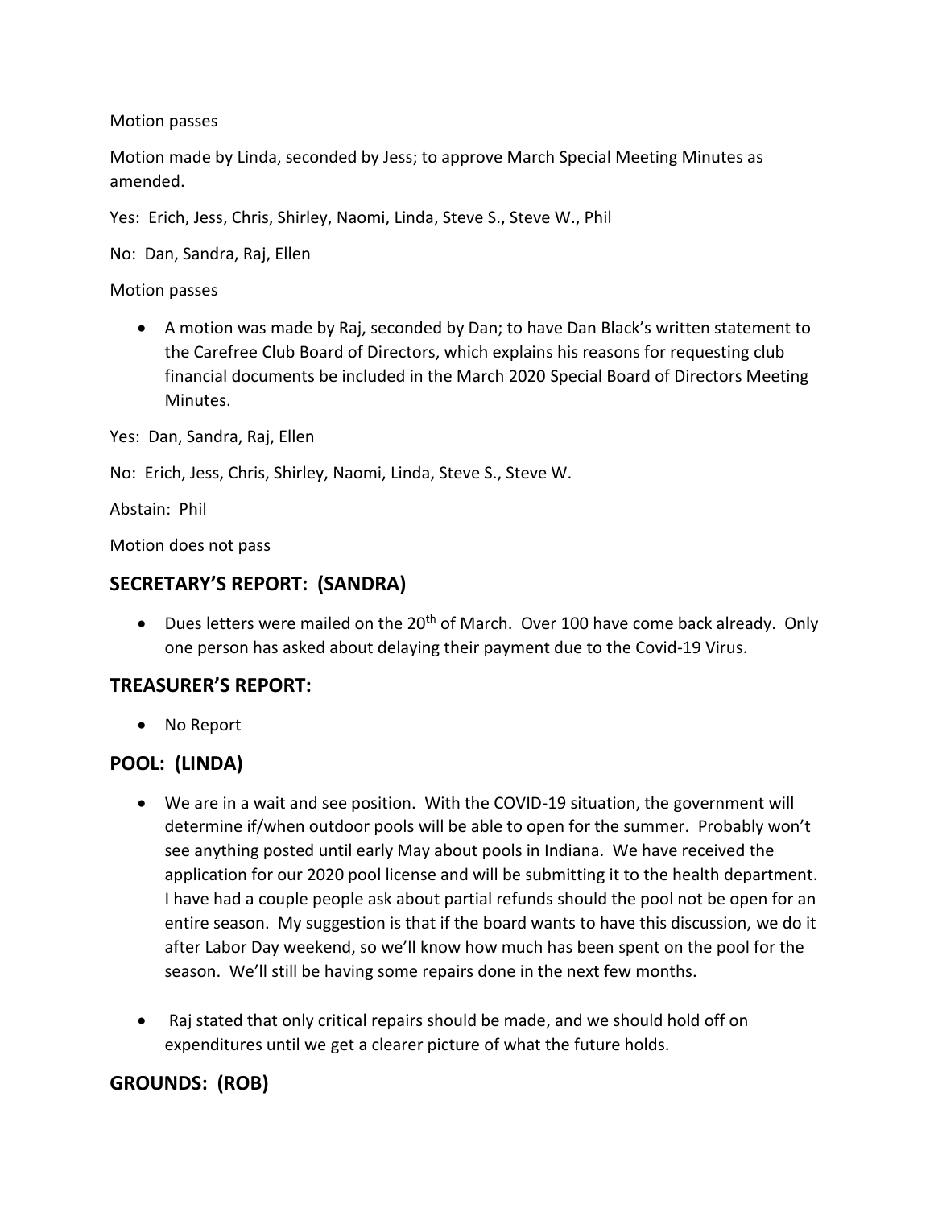Motion passes

Motion made by Linda, seconded by Jess; to approve March Special Meeting Minutes as amended.

Yes: Erich, Jess, Chris, Shirley, Naomi, Linda, Steve S., Steve W., Phil

No: Dan, Sandra, Raj, Ellen

Motion passes

- A motion was made by Raj, seconded by Dan; to have Dan Black's written statement to the Carefree Club Board of Directors, which explains his reasons for requesting club financial documents be included in the March 2020 Special Board of Directors Meeting Minutes.

Yes: Dan, Sandra, Raj, Ellen

No: Erich, Jess, Chris, Shirley, Naomi, Linda, Steve S., Steve W.

Abstain: Phil

Motion does not pass

## SECRETARY'S REPORT: (SANDRA)

- Dues letters were mailed on the 20th of March. Over 100 have come back already. Only one person has asked about delaying their payment due to the Covid-19 Virus.

## TREASURER'S REPORT:

- No Report

## POOL: (LINDA)

- We are in a wait and see position. With the COVID-19 situation, the government will determine if/when outdoor pools will be able to open for the summer. Probably won't see anything posted until early May about pools in Indiana. We have received the application for our 2020 pool license and will be submitting it to the health department. I have had a couple people ask about partial refunds should the pool not be open for an entire season. My suggestion is that if the board wants to have this discussion, we do it after Labor Day weekend, so we'll know how much has been spent on the pool for the season. We'll still be having some repairs done in the next few months.

- Raj stated that only critical repairs should be made, and we should hold off on expenditures until we get a clearer picture of what the future holds.

## GROUNDS: (ROB)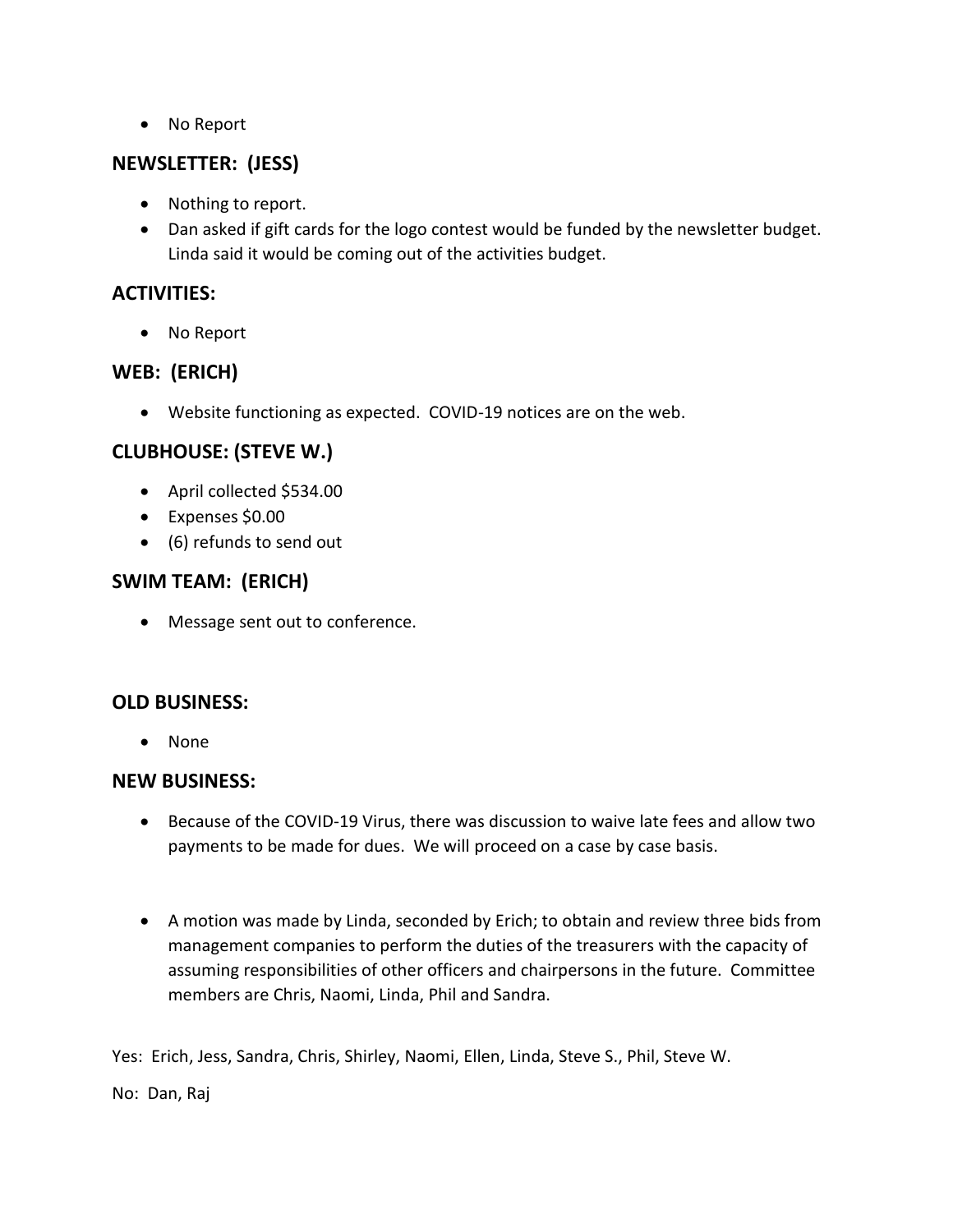- No Report

## NEWSLETTER: (JESS)

- Nothing to report.
- Dan asked if gift cards for the logo contest would be funded by the newsletter budget. Linda said it would be coming out of the activities budget.

## ACTIVITIES:

- No Report

## WEB: (ERICH)

- Website functioning as expected. COVID-19 notices are on the web.

## CLUBHOUSE: (STEVE W.)

- April collected $534.00
- Expenses $0.00
- (6) refunds to send out

## SWIM TEAM: (ERICH)

- Message sent out to conference.

## OLD BUSINESS:

- None

## NEW BUSINESS:

- Because of the COVID-19 Virus, there was discussion to waive late fees and allow two payments to be made for dues. We will proceed on a case by case basis.

- A motion was made by Linda, seconded by Erich; to obtain and review three bids from management companies to perform the duties of the treasurers with the capacity of assuming responsibilities of other officers and chairpersons in the future. Committee members are Chris, Naomi, Linda, Phil and Sandra.

Yes: Erich, Jess, Sandra, Chris, Shirley, Naomi, Ellen, Linda, Steve S., Phil, Steve W.

No: Dan, Raj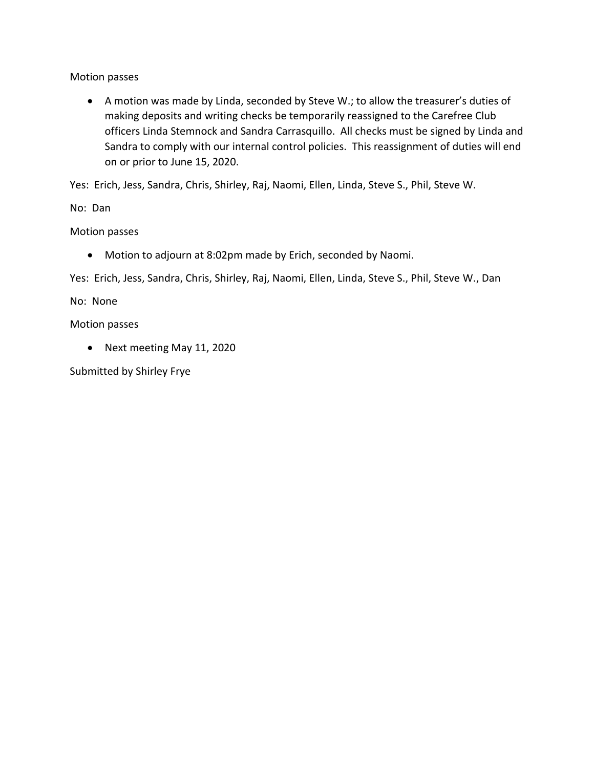Motion passes

- A motion was made by Linda, seconded by Steve W.; to allow the treasurer's duties of making deposits and writing checks be temporarily reassigned to the Carefree Club officers Linda Stemnock and Sandra Carrasquillo. All checks must be signed by Linda and Sandra to comply with our internal control policies. This reassignment of duties will end on or prior to June 15, 2020.

Yes: Erich, Jess, Sandra, Chris, Shirley, Raj, Naomi, Ellen, Linda, Steve S., Phil, Steve W.

No: Dan

Motion passes

- Motion to adjourn at 8:02pm made by Erich, seconded by Naomi.

Yes: Erich, Jess, Sandra, Chris, Shirley, Raj, Naomi, Ellen, Linda, Steve S., Phil, Steve W., Dan

No: None

Motion passes

- Next meeting May 11, 2020

Submitted by Shirley Frye